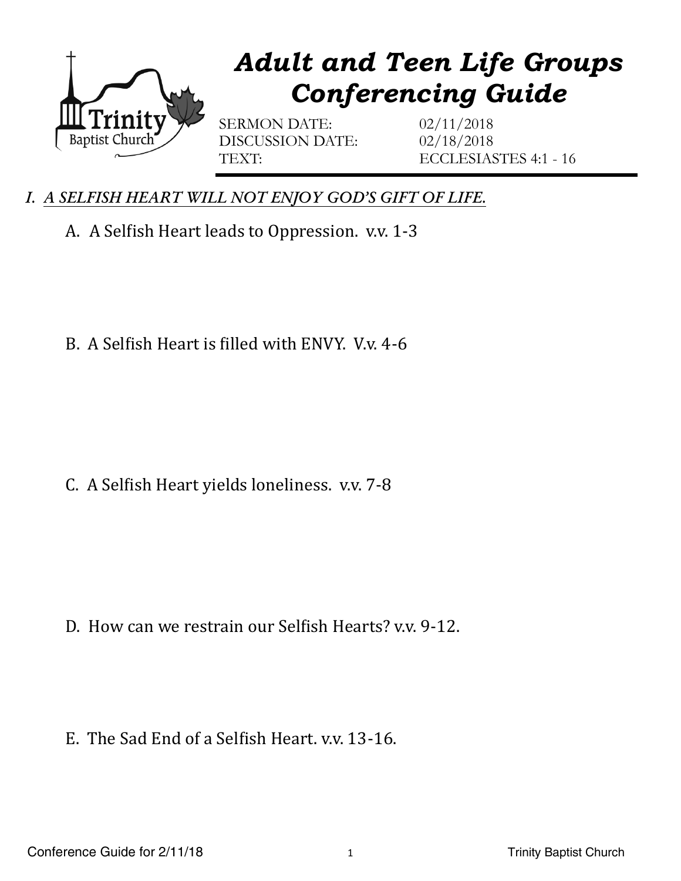# *Adult and Teen Life Groups Conferencing Guide*

SERMON DATE: 02/11/2018
DISCUSSION DATE: 02/18/2018
TEXT: ECCLESIASTES 4:1 - 16

## *I. A SELFISH HEART WILL NOT ENJOY GOD'S GIFT OF LIFE.*

A. A Selfish Heart leads to Oppression. v.v. 1-3

B. A Selfish Heart is filled with ENVY. V.v. 4-6

C. A Selfish Heart yields loneliness. v.v. 7-8

D. How can we restrain our Selfish Hearts? v.v. 9-12.

E. The Sad End of a Selfish Heart. v.v. 13-16.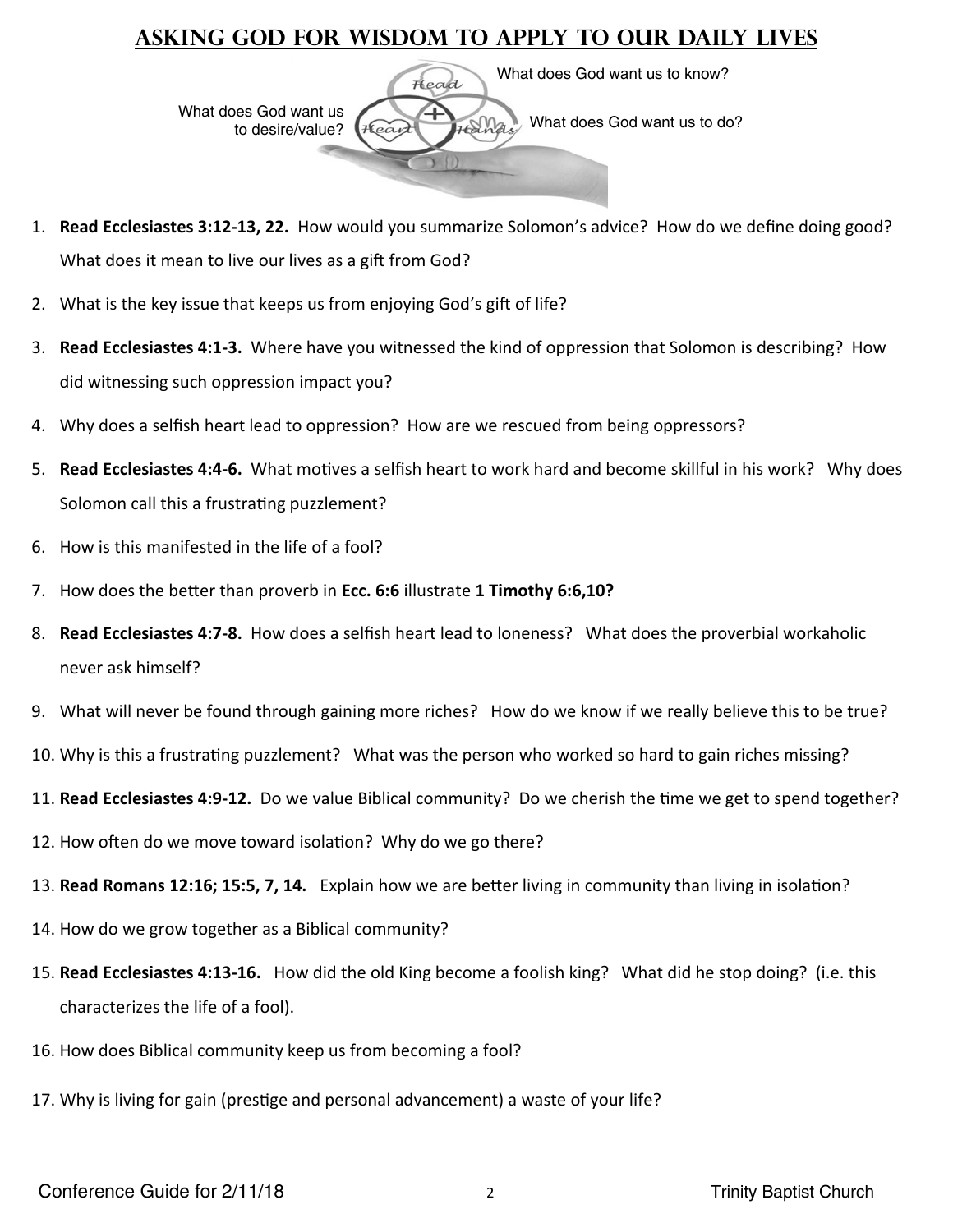# Asking God for Wisdom to Apply to Our Daily Lives

What does God want us to know?

What does God want us to desire/value?

What does God want us to do?

1. **Read Ecclesiastes 3:12-13, 22.** How would you summarize Solomon's advice? How do we define doing good? What does it mean to live our lives as a gift from God?
2. What is the key issue that keeps us from enjoying God's gift of life?
3. **Read Ecclesiastes 4:1-3.** Where have you witnessed the kind of oppression that Solomon is describing? How did witnessing such oppression impact you?
4. Why does a selfish heart lead to oppression? How are we rescued from being oppressors?
5. **Read Ecclesiastes 4:4-6.** What motives a selfish heart to work hard and become skillful in his work? Why does Solomon call this a frustrating puzzlement?
6. How is this manifested in the life of a fool?
7. How does the better than proverb in **Ecc. 6:6** illustrate **1 Timothy 6:6,10?**
8. **Read Ecclesiastes 4:7-8.** How does a selfish heart lead to loneness? What does the proverbial workaholic never ask himself?
9. What will never be found through gaining more riches? How do we know if we really believe this to be true?
10. Why is this a frustrating puzzlement? What was the person who worked so hard to gain riches missing?
11. **Read Ecclesiastes 4:9-12.** Do we value Biblical community? Do we cherish the time we get to spend together?
12. How often do we move toward isolation? Why do we go there?
13. **Read Romans 12:16; 15:5, 7, 14.** Explain how we are better living in community than living in isolation?
14. How do we grow together as a Biblical community?
15. **Read Ecclesiastes 4:13-16.** How did the old King become a foolish king? What did he stop doing? (i.e. this characterizes the life of a fool).
16. How does Biblical community keep us from becoming a fool?
17. Why is living for gain (prestige and personal advancement) a waste of your life?